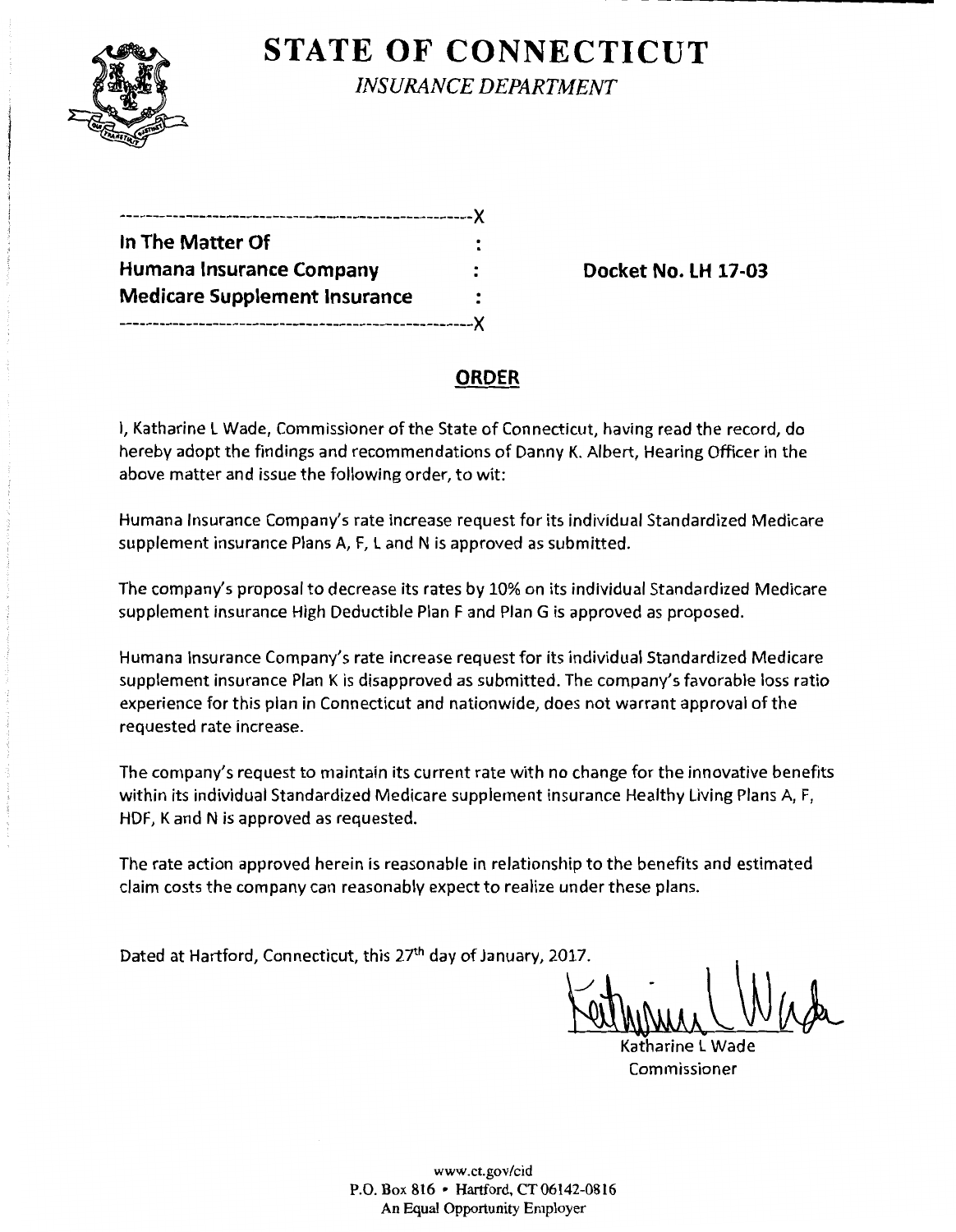# STATE OF CONNECTICUT

*INSURANCE DEPARTMENT*

---

**In The Matter Of**
**Humana Insurance Company**
**Medicare Supplement Insurance**

---

**Docket No. LH 17-03**

## ORDER

I, Katharine L Wade, Commissioner of the State of Connecticut, having read the record, do hereby adopt the findings and recommendations of Danny K. Albert, Hearing Officer in the above matter and issue the following order, to wit:

Humana Insurance Company's rate increase request for its individual Standardized Medicare supplement insurance Plans A, F, L and N is approved as submitted.

The company's proposal to decrease its rates by 10% on its individual Standardized Medicare supplement insurance High Deductible Plan F and Plan G is approved as proposed.

Humana Insurance Company's rate increase request for its individual Standardized Medicare supplement insurance Plan K is disapproved as submitted. The company's favorable loss ratio experience for this plan in Connecticut and nationwide, does not warrant approval of the requested rate increase.

The company's request to maintain its current rate with no change for the innovative benefits within its individual Standardized Medicare supplement insurance Healthy Living Plans A, F, HDF, K and N is approved as requested.

The rate action approved herein is reasonable in relationship to the benefits and estimated claim costs the company can reasonably expect to realize under these plans.

Dated at Hartford, Connecticut, this 27th day of January, 2017.

Katharine L Wade
Commissioner

www.ct.gov/cid
P.O. Box 816 • Hartford, CT 06142-0816
An Equal Opportunity Employer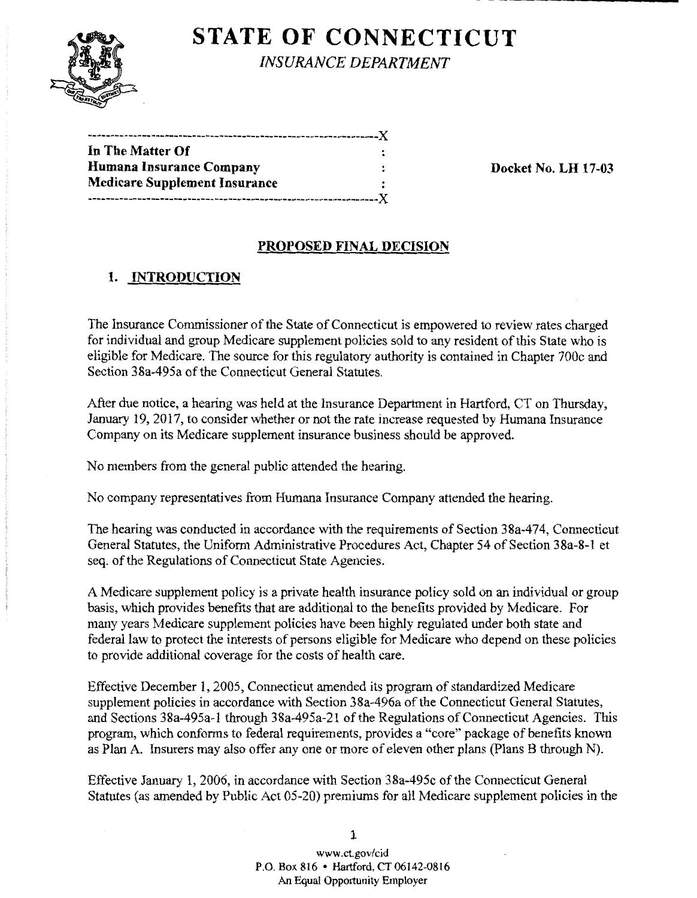# STATE OF CONNECTICUT

*INSURANCE DEPARTMENT*

```
--------------------------------------------------------------X
In The Matter Of                                              :
Humana Insurance Company                                      :
Medicare Supplement Insurance                                 :
--------------------------------------------------------------X
```

**Docket No. LH 17-03**

## PROPOSED FINAL DECISION

### 1. INTRODUCTION

The Insurance Commissioner of the State of Connecticut is empowered to review rates charged for individual and group Medicare supplement policies sold to any resident of this State who is eligible for Medicare. The source for this regulatory authority is contained in Chapter 700c and Section 38a-495a of the Connecticut General Statutes.

After due notice, a hearing was held at the Insurance Department in Hartford, CT on Thursday, January 19, 2017, to consider whether or not the rate increase requested by Humana Insurance Company on its Medicare supplement insurance business should be approved.

No members from the general public attended the hearing.

No company representatives from Humana Insurance Company attended the hearing.

The hearing was conducted in accordance with the requirements of Section 38a-474, Connecticut General Statutes, the Uniform Administrative Procedures Act, Chapter 54 of Section 38a-8-1 et seq. of the Regulations of Connecticut State Agencies.

A Medicare supplement policy is a private health insurance policy sold on an individual or group basis, which provides benefits that are additional to the benefits provided by Medicare. For many years Medicare supplement policies have been highly regulated under both state and federal law to protect the interests of persons eligible for Medicare who depend on these policies to provide additional coverage for the costs of health care.

Effective December 1, 2005, Connecticut amended its program of standardized Medicare supplement policies in accordance with Section 38a-496a of the Connecticut General Statutes, and Sections 38a-495a-1 through 38a-495a-21 of the Regulations of Connecticut Agencies. This program, which conforms to federal requirements, provides a "core" package of benefits known as Plan A. Insurers may also offer any one or more of eleven other plans (Plans B through N).

Effective January 1, 2006, in accordance with Section 38a-495c of the Connecticut General Statutes (as amended by Public Act 05-20) premiums for all Medicare supplement policies in the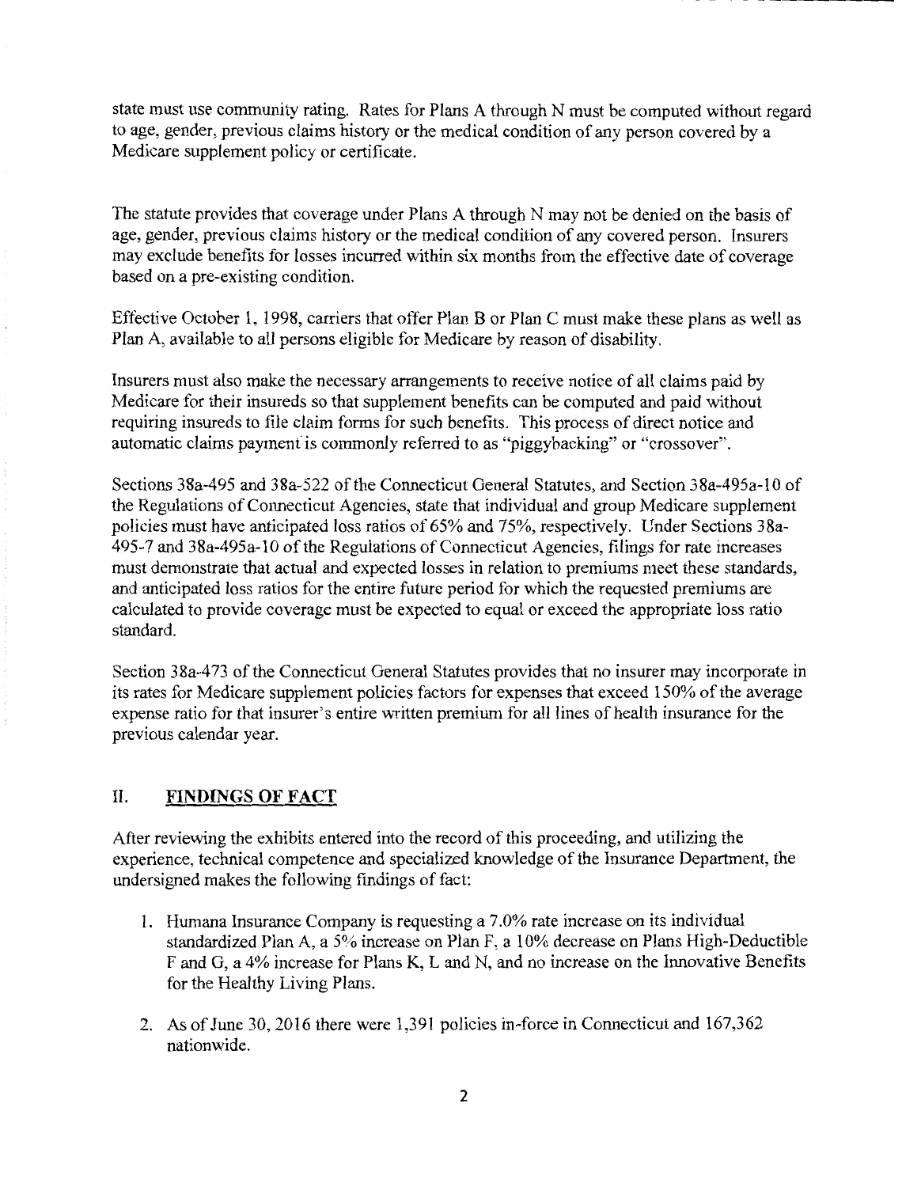state must use community rating. Rates for Plans A through N must be computed without regard to age, gender, previous claims history or the medical condition of any person covered by a Medicare supplement policy or certificate.

The statute provides that coverage under Plans A through N may not be denied on the basis of age, gender, previous claims history or the medical condition of any covered person. Insurers may exclude benefits for losses incurred within six months from the effective date of coverage based on a pre-existing condition.

Effective October 1, 1998, carriers that offer Plan B or Plan C must make these plans as well as Plan A, available to all persons eligible for Medicare by reason of disability.

Insurers must also make the necessary arrangements to receive notice of all claims paid by Medicare for their insureds so that supplement benefits can be computed and paid without requiring insureds to file claim forms for such benefits. This process of direct notice and automatic claims payment is commonly referred to as "piggybacking" or "crossover".

Sections 38a-495 and 38a-522 of the Connecticut General Statutes, and Section 38a-495a-10 of the Regulations of Connecticut Agencies, state that individual and group Medicare supplement policies must have anticipated loss ratios of 65% and 75%, respectively. Under Sections 38a-495-7 and 38a-495a-10 of the Regulations of Connecticut Agencies, filings for rate increases must demonstrate that actual and expected losses in relation to premiums meet these standards, and anticipated loss ratios for the entire future period for which the requested premiums are calculated to provide coverage must be expected to equal or exceed the appropriate loss ratio standard.

Section 38a-473 of the Connecticut General Statutes provides that no insurer may incorporate in its rates for Medicare supplement policies factors for expenses that exceed 150% of the average expense ratio for that insurer's entire written premium for all lines of health insurance for the previous calendar year.

## II. FINDINGS OF FACT

After reviewing the exhibits entered into the record of this proceeding, and utilizing the experience, technical competence and specialized knowledge of the Insurance Department, the undersigned makes the following findings of fact:

1. Humana Insurance Company is requesting a 7.0% rate increase on its individual standardized Plan A, a 5% increase on Plan F, a 10% decrease on Plans High-Deductible F and G, a 4% increase for Plans K, L and N, and no increase on the Innovative Benefits for the Healthy Living Plans.
2. As of June 30, 2016 there were 1,391 policies in-force in Connecticut and 167,362 nationwide.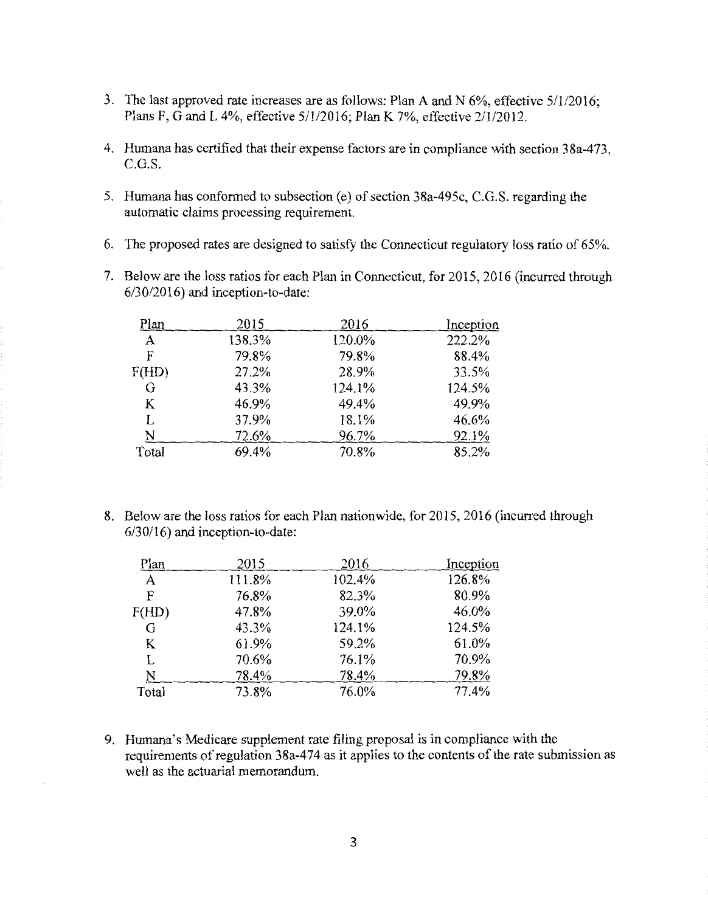3. The last approved rate increases are as follows: Plan A and N 6%, effective 5/1/2016; Plans F, G and L 4%, effective 5/1/2016; Plan K 7%, effective 2/1/2012.

4. Humana has certified that their expense factors are in compliance with section 38a-473, C.G.S.

5. Humana has conformed to subsection (e) of section 38a-495c, C.G.S. regarding the automatic claims processing requirement.

6. The proposed rates are designed to satisfy the Connecticut regulatory loss ratio of 65%.

7. Below are the loss ratios for each Plan in Connecticut, for 2015, 2016 (incurred through 6/30/2016) and inception-to-date:

| Plan | 2015 | 2016 | Inception |
|---|---|---|---|
| A | 138.3% | 120.0% | 222.2% |
| F | 79.8% | 79.8% | 88.4% |
| F(HD) | 27.2% | 28.9% | 33.5% |
| G | 43.3% | 124.1% | 124.5% |
| K | 46.9% | 49.4% | 49.9% |
| L | 37.9% | 18.1% | 46.6% |
| N | 72.6% | 96.7% | 92.1% |
| Total | 69.4% | 70.8% | 85.2% |

8. Below are the loss ratios for each Plan nationwide, for 2015, 2016 (incurred through 6/30/16) and inception-to-date:

| Plan | 2015 | 2016 | Inception |
|---|---|---|---|
| A | 111.8% | 102.4% | 126.8% |
| F | 76.8% | 82.3% | 80.9% |
| F(HD) | 47.8% | 39.0% | 46.0% |
| G | 43.3% | 124.1% | 124.5% |
| K | 61.9% | 59.2% | 61.0% |
| L | 70.6% | 76.1% | 70.9% |
| N | 78.4% | 78.4% | 79.8% |
| Total | 73.8% | 76.0% | 77.4% |

9. Humana's Medicare supplement rate filing proposal is in compliance with the requirements of regulation 38a-474 as it applies to the contents of the rate submission as well as the actuarial memorandum.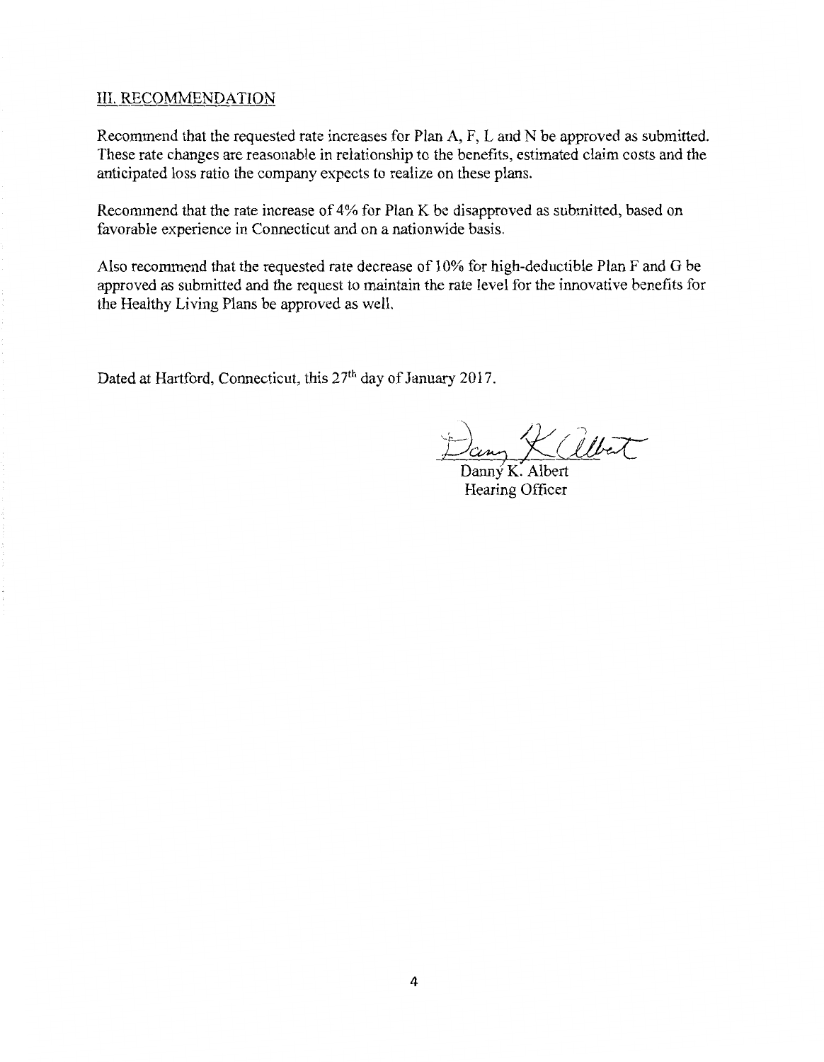## III. RECOMMENDATION

Recommend that the requested rate increases for Plan A, F, L and N be approved as submitted. These rate changes are reasonable in relationship to the benefits, estimated claim costs and the anticipated loss ratio the company expects to realize on these plans.

Recommend that the rate increase of 4% for Plan K be disapproved as submitted, based on favorable experience in Connecticut and on a nationwide basis.

Also recommend that the requested rate decrease of 10% for high-deductible Plan F and G be approved as submitted and the request to maintain the rate level for the innovative benefits for the Healthy Living Plans be approved as well.

Dated at Hartford, Connecticut, this 27th day of January 2017.

Danny K. Albert
Hearing Officer